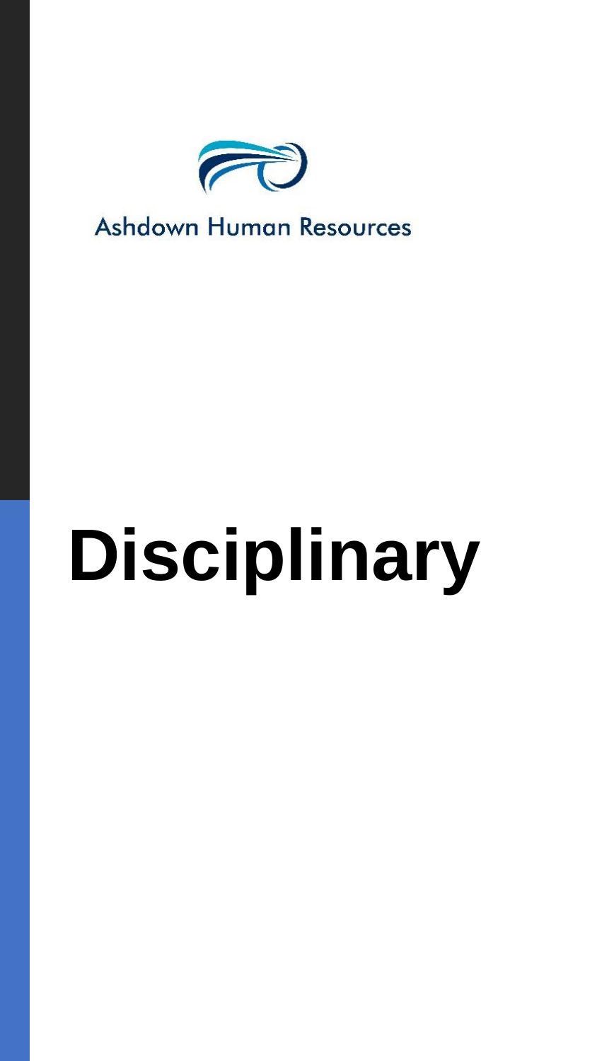Ashdown Human Resources

# Disciplinary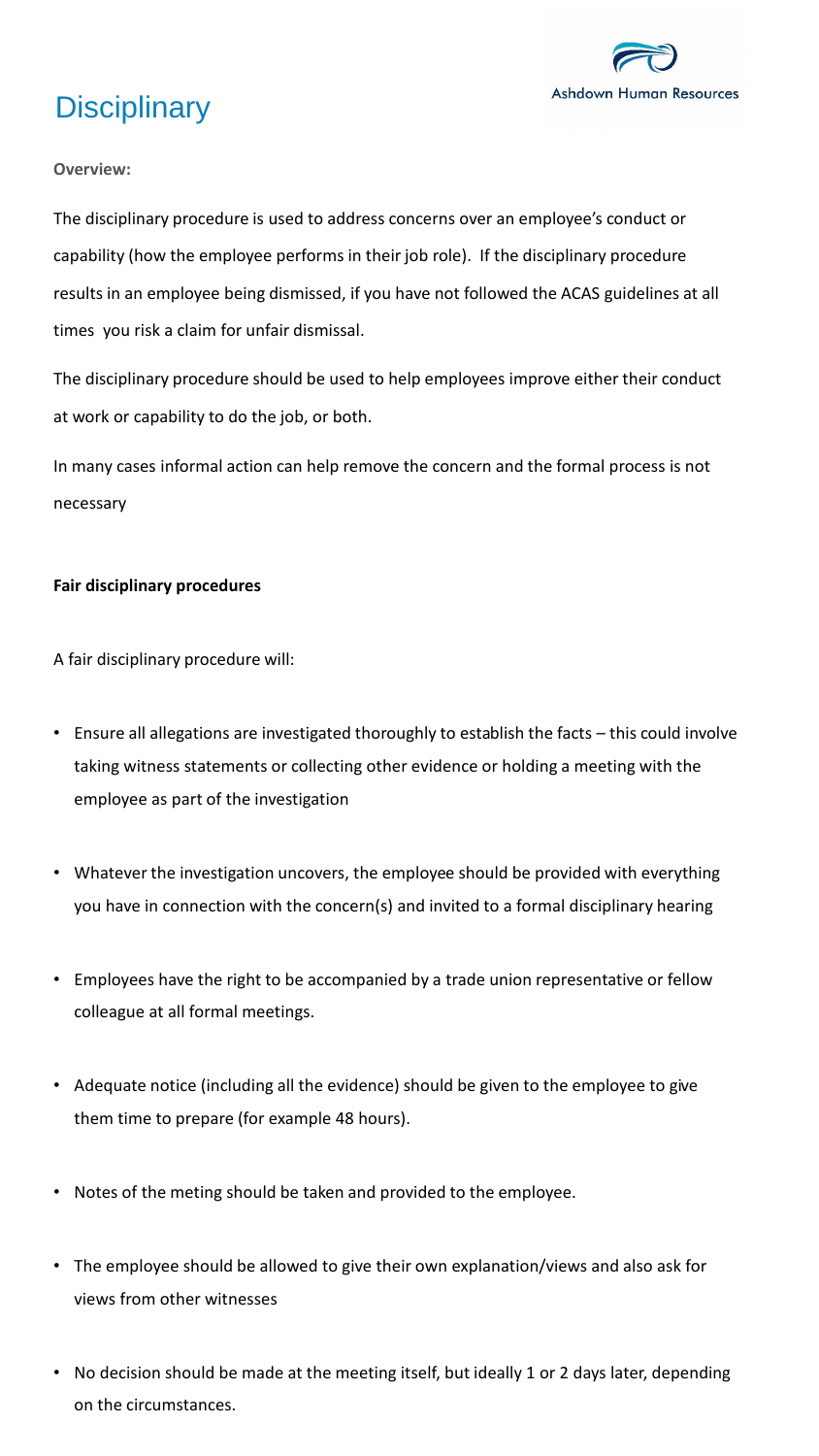# Disciplinary

**Overview:**

The disciplinary procedure is used to address concerns over an employee's conduct or capability (how the employee performs in their job role). If the disciplinary procedure results in an employee being dismissed, if you have not followed the ACAS guidelines at all times you risk a claim for unfair dismissal.

The disciplinary procedure should be used to help employees improve either their conduct at work or capability to do the job, or both.

In many cases informal action can help remove the concern and the formal process is not necessary

**Fair disciplinary procedures**

A fair disciplinary procedure will:

- Ensure all allegations are investigated thoroughly to establish the facts – this could involve taking witness statements or collecting other evidence or holding a meeting with the employee as part of the investigation
- Whatever the investigation uncovers, the employee should be provided with everything you have in connection with the concern(s) and invited to a formal disciplinary hearing
- Employees have the right to be accompanied by a trade union representative or fellow colleague at all formal meetings.
- Adequate notice (including all the evidence) should be given to the employee to give them time to prepare (for example 48 hours).
- Notes of the meting should be taken and provided to the employee.
- The employee should be allowed to give their own explanation/views and also ask for views from other witnesses
- No decision should be made at the meeting itself, but ideally 1 or 2 days later, depending on the circumstances.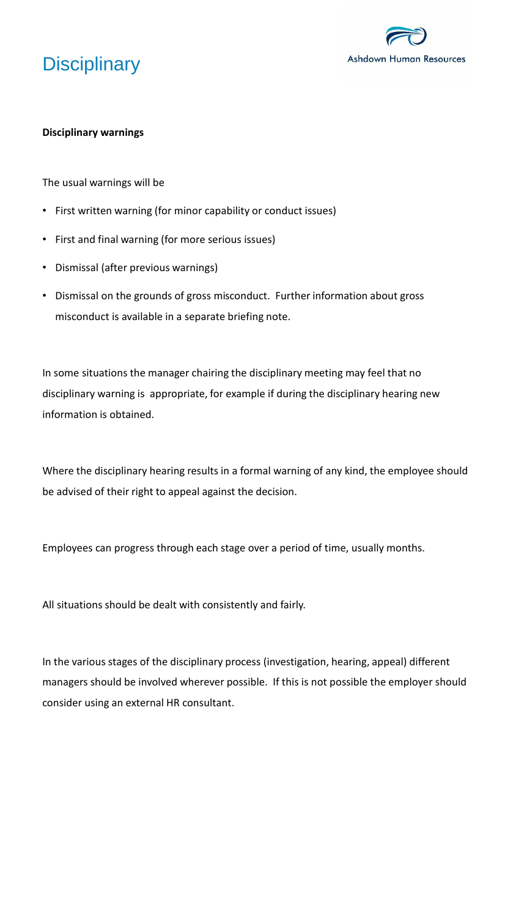# Disciplinary

**Disciplinary warnings**

The usual warnings will be

- First written warning (for minor capability or conduct issues)
- First and final warning (for more serious issues)
- Dismissal (after previous warnings)
- Dismissal on the grounds of gross misconduct. Further information about gross misconduct is available in a separate briefing note.

In some situations the manager chairing the disciplinary meeting may feel that no disciplinary warning is appropriate, for example if during the disciplinary hearing new information is obtained.

Where the disciplinary hearing results in a formal warning of any kind, the employee should be advised of their right to appeal against the decision.

Employees can progress through each stage over a period of time, usually months.

All situations should be dealt with consistently and fairly.

In the various stages of the disciplinary process (investigation, hearing, appeal) different managers should be involved wherever possible. If this is not possible the employer should consider using an external HR consultant.